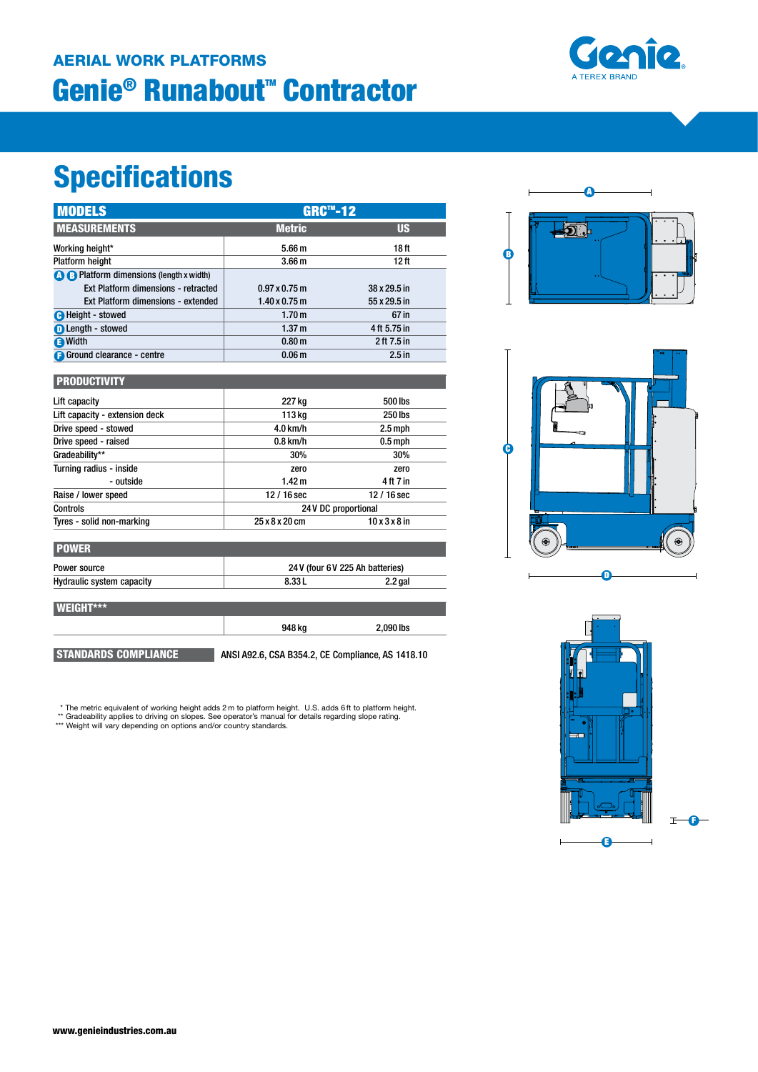AERIAL WORK PLATFORMS

# Genie® Runabout™ Contractor

## Specifications

| MODELS | GRC™-12 | |
|---|---|---|
| **MEASUREMENTS** | **Metric** | **US** |
| Working height* | 5.66 m | 18 ft |
| Platform height | 3.66 m | 12 ft |
| A B Platform dimensions (length x width) | | |
| Ext Platform dimensions - retracted | 0.97 x 0.75 m | 38 x 29.5 in |
| Ext Platform dimensions - extended | 1.40 x 0.75 m | 55 x 29.5 in |
| C Height - stowed | 1.70 m | 67 in |
| D Length - stowed | 1.37 m | 4 ft 5.75 in |
| E Width | 0.80 m | 2 ft 7.5 in |
| F Ground clearance - centre | 0.06 m | 2.5 in |
| **PRODUCTIVITY** | | |
| Lift capacity | 227 kg | 500 lbs |
| Lift capacity - extension deck | 113 kg | 250 lbs |
| Drive speed - stowed | 4.0 km/h | 2.5 mph |
| Drive speed - raised | 0.8 km/h | 0.5 mph |
| Gradeability** | 30% | 30% |
| Turning radius - inside | zero | zero |
| - outside | 1.42 m | 4 ft 7 in |
| Raise / lower speed | 12 / 16 sec | 12 / 16 sec |
| Controls | 24 V DC proportional | |
| Tyres - solid non-marking | 25 x 8 x 20 cm | 10 x 3 x 8 in |
| **POWER** | | |
| Power source | 24 V (four 6 V 225 Ah batteries) | |
| Hydraulic system capacity | 8.33 L | 2.2 gal |
| **WEIGHT*** ** | | |
| | 948 kg | 2,090 lbs |

**STANDARDS COMPLIANCE** ANSI A92.6, CSA B354.2, CE Compliance, AS 1418.10

\* The metric equivalent of working height adds 2 m to platform height. U.S. adds 6 ft to platform height.
\*\* Gradeability applies to driving on slopes. See operator's manual for details regarding slope rating.
\*\*\* Weight will vary depending on options and/or country standards.

www.genieindustries.com.au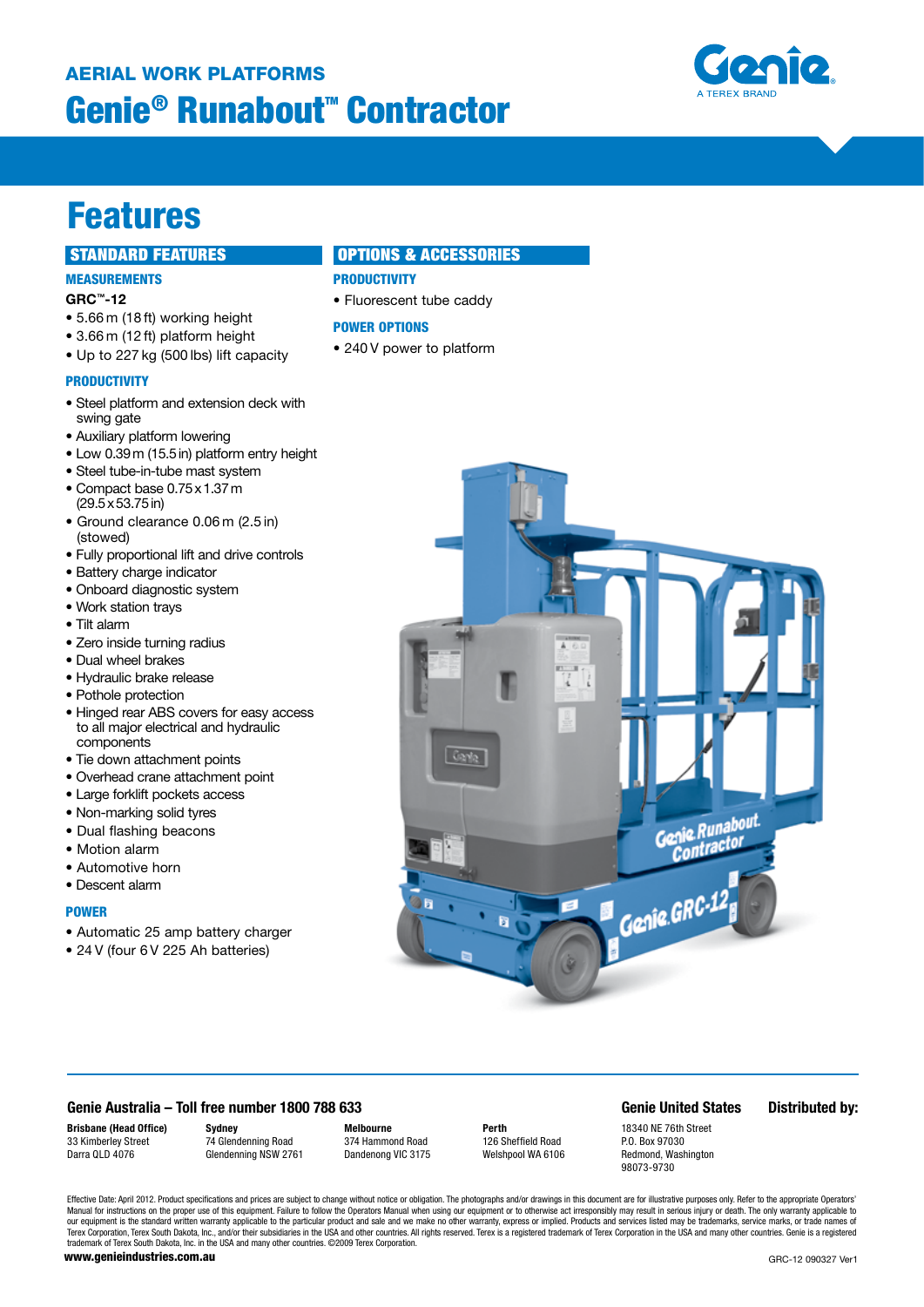# AERIAL WORK PLATFORMS

# Genie® Runabout™ Contractor

Genie
A TEREX BRAND

## Features

### STANDARD FEATURES

#### MEASUREMENTS

**GRC™-12**

- 5.66 m (18 ft) working height
- 3.66 m (12 ft) platform height
- Up to 227 kg (500 lbs) lift capacity

#### PRODUCTIVITY

- Steel platform and extension deck with swing gate
- Auxiliary platform lowering
- Low 0.39 m (15.5 in) platform entry height
- Steel tube-in-tube mast system
- Compact base 0.75 x 1.37 m (29.5 x 53.75 in)
- Ground clearance 0.06 m (2.5 in) (stowed)
- Fully proportional lift and drive controls
- Battery charge indicator
- Onboard diagnostic system
- Work station trays
- Tilt alarm
- Zero inside turning radius
- Dual wheel brakes
- Hydraulic brake release
- Pothole protection
- Hinged rear ABS covers for easy access to all major electrical and hydraulic components
- Tie down attachment points
- Overhead crane attachment point
- Large forklift pockets access
- Non-marking solid tyres
- Dual flashing beacons
- Motion alarm
- Automotive horn
- Descent alarm

#### POWER

- Automatic 25 amp battery charger
- 24 V (four 6 V 225 Ah batteries)

### OPTIONS & ACCESSORIES

#### PRODUCTIVITY

- Fluorescent tube caddy

#### POWER OPTIONS

- 240 V power to platform

### Genie Australia – Toll free number 1800 788 633

**Brisbane (Head Office)**
33 Kimberley Street
Darra QLD 4076

**Sydney**
74 Glendenning Road
Glendenning NSW 2761

**Melbourne**
374 Hammond Road
Dandenong VIC 3175

**Perth**
126 Sheffield Road
Welshpool WA 6106

### Genie United States

18340 NE 76th Street
P.O. Box 97030
Redmond, Washington
98073-9730

### Distributed by:

Effective Date: April 2012. Product specifications and prices are subject to change without notice or obligation. The photographs and/or drawings in this document are for illustrative purposes only. Refer to the appropriate Operators' Manual for instructions on the proper use of this equipment. Failure to follow the Operators Manual when using our equipment or to otherwise act irresponsibly may result in serious injury or death. The only warranty applicable to our equipment is the standard written warranty applicable to the particular product and sale and we make no other warranty, express or implied. Products and services listed may be trademarks, service marks, or trade names of Terex Corporation, Terex South Dakota, Inc., and/or their subsidiaries in the USA and other countries. All rights reserved. Terex is a registered trademark of Terex Corporation in the USA and many other countries. Genie is a registered trademark of Terex South Dakota, Inc. in the USA and many other countries. ©2009 Terex Corporation.

**www.genieindustries.com.au**

GRC-12 090327 Ver1